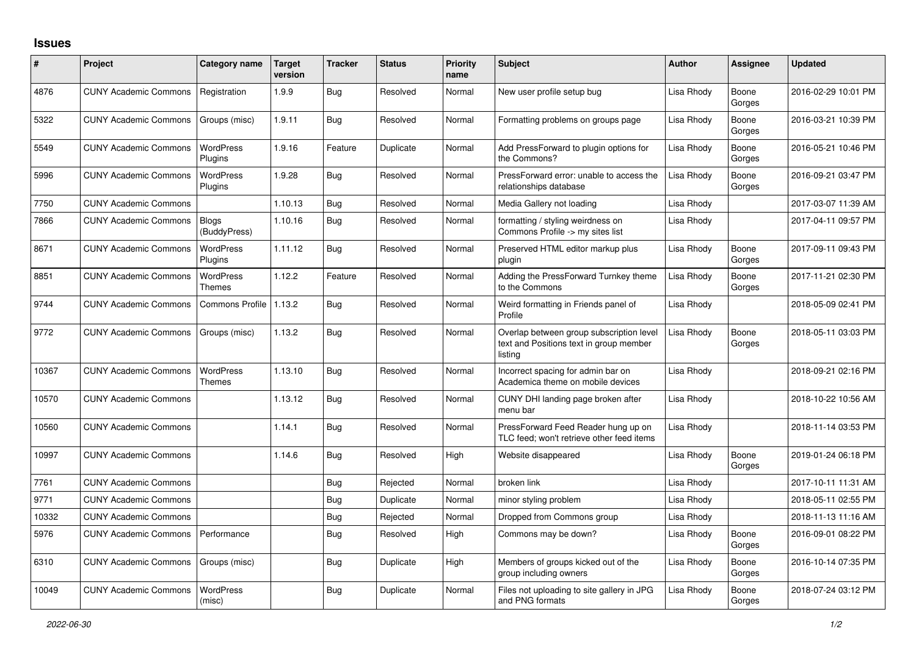# Issues

| # | Project | Category name | Target version | Tracker | Status | Priority name | Subject | Author | Assignee | Updated |
|---|---|---|---|---|---|---|---|---|---|---|
| 4876 | CUNY Academic Commons | Registration | 1.9.9 | Bug | Resolved | Normal | New user profile setup bug | Lisa Rhody | Boone Gorges | 2016-02-29 10:01 PM |
| 5322 | CUNY Academic Commons | Groups (misc) | 1.9.11 | Bug | Resolved | Normal | Formatting problems on groups page | Lisa Rhody | Boone Gorges | 2016-03-21 10:39 PM |
| 5549 | CUNY Academic Commons | WordPress Plugins | 1.9.16 | Feature | Duplicate | Normal | Add PressForward to plugin options for the Commons? | Lisa Rhody | Boone Gorges | 2016-05-21 10:46 PM |
| 5996 | CUNY Academic Commons | WordPress Plugins | 1.9.28 | Bug | Resolved | Normal | PressForward error: unable to access the relationships database | Lisa Rhody | Boone Gorges | 2016-09-21 03:47 PM |
| 7750 | CUNY Academic Commons | | 1.10.13 | Bug | Resolved | Normal | Media Gallery not loading | Lisa Rhody | | 2017-03-07 11:39 AM |
| 7866 | CUNY Academic Commons | Blogs (BuddyPress) | 1.10.16 | Bug | Resolved | Normal | formatting / styling weirdness on Commons Profile -> my sites list | Lisa Rhody | | 2017-04-11 09:57 PM |
| 8671 | CUNY Academic Commons | WordPress Plugins | 1.11.12 | Bug | Resolved | Normal | Preserved HTML editor markup plus plugin | Lisa Rhody | Boone Gorges | 2017-09-11 09:43 PM |
| 8851 | CUNY Academic Commons | WordPress Themes | 1.12.2 | Feature | Resolved | Normal | Adding the PressForward Turnkey theme to the Commons | Lisa Rhody | Boone Gorges | 2017-11-21 02:30 PM |
| 9744 | CUNY Academic Commons | Commons Profile | 1.13.2 | Bug | Resolved | Normal | Weird formatting in Friends panel of Profile | Lisa Rhody | | 2018-05-09 02:41 PM |
| 9772 | CUNY Academic Commons | Groups (misc) | 1.13.2 | Bug | Resolved | Normal | Overlap between group subscription level text and Positions text in group member listing | Lisa Rhody | Boone Gorges | 2018-05-11 03:03 PM |
| 10367 | CUNY Academic Commons | WordPress Themes | 1.13.10 | Bug | Resolved | Normal | Incorrect spacing for admin bar on Academica theme on mobile devices | Lisa Rhody | | 2018-09-21 02:16 PM |
| 10570 | CUNY Academic Commons | | 1.13.12 | Bug | Resolved | Normal | CUNY DHI landing page broken after menu bar | Lisa Rhody | | 2018-10-22 10:56 AM |
| 10560 | CUNY Academic Commons | | 1.14.1 | Bug | Resolved | Normal | PressForward Feed Reader hung up on TLC feed; won't retrieve other feed items | Lisa Rhody | | 2018-11-14 03:53 PM |
| 10997 | CUNY Academic Commons | | 1.14.6 | Bug | Resolved | High | Website disappeared | Lisa Rhody | Boone Gorges | 2019-01-24 06:18 PM |
| 7761 | CUNY Academic Commons | | | Bug | Rejected | Normal | broken link | Lisa Rhody | | 2017-10-11 11:31 AM |
| 9771 | CUNY Academic Commons | | | Bug | Duplicate | Normal | minor styling problem | Lisa Rhody | | 2018-05-11 02:55 PM |
| 10332 | CUNY Academic Commons | | | Bug | Rejected | Normal | Dropped from Commons group | Lisa Rhody | | 2018-11-13 11:16 AM |
| 5976 | CUNY Academic Commons | Performance | | Bug | Resolved | High | Commons may be down? | Lisa Rhody | Boone Gorges | 2016-09-01 08:22 PM |
| 6310 | CUNY Academic Commons | Groups (misc) | | Bug | Duplicate | High | Members of groups kicked out of the group including owners | Lisa Rhody | Boone Gorges | 2016-10-14 07:35 PM |
| 10049 | CUNY Academic Commons | WordPress (misc) | | Bug | Duplicate | Normal | Files not uploading to site gallery in JPG and PNG formats | Lisa Rhody | Boone Gorges | 2018-07-24 03:12 PM |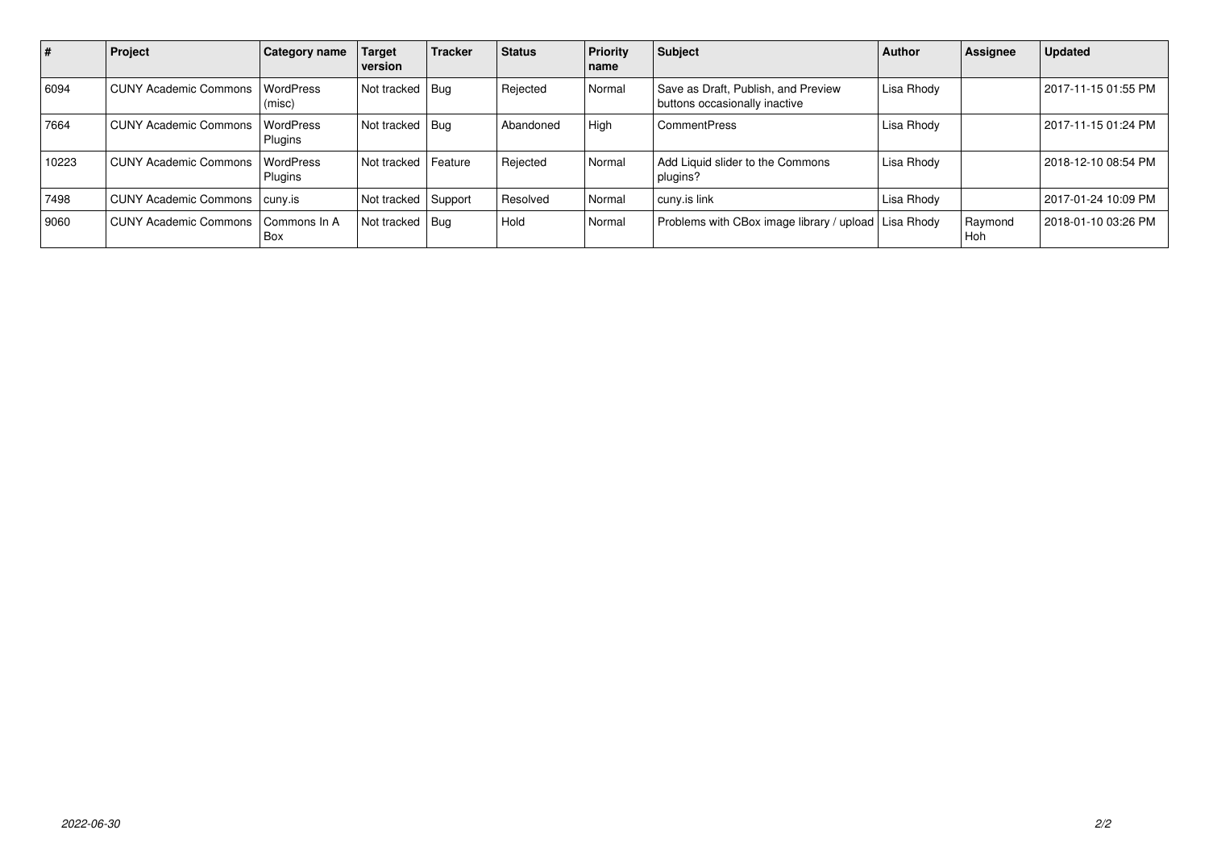| # | Project | Category name | Target version | Tracker | Status | Priority name | Subject | Author | Assignee | Updated |
|---|---|---|---|---|---|---|---|---|---|---|
| 6094 | CUNY Academic Commons | WordPress (misc) | Not tracked | Bug | Rejected | Normal | Save as Draft, Publish, and Preview buttons occasionally inactive | Lisa Rhody | | 2017-11-15 01:55 PM |
| 7664 | CUNY Academic Commons | WordPress Plugins | Not tracked | Bug | Abandoned | High | CommentPress | Lisa Rhody | | 2017-11-15 01:24 PM |
| 10223 | CUNY Academic Commons | WordPress Plugins | Not tracked | Feature | Rejected | Normal | Add Liquid slider to the Commons plugins? | Lisa Rhody | | 2018-12-10 08:54 PM |
| 7498 | CUNY Academic Commons | cuny.is | Not tracked | Support | Resolved | Normal | cuny.is link | Lisa Rhody | | 2017-01-24 10:09 PM |
| 9060 | CUNY Academic Commons | Commons In A Box | Not tracked | Bug | Hold | Normal | Problems with CBox image library / upload | Lisa Rhody | Raymond Hoh | 2018-01-10 03:26 PM |